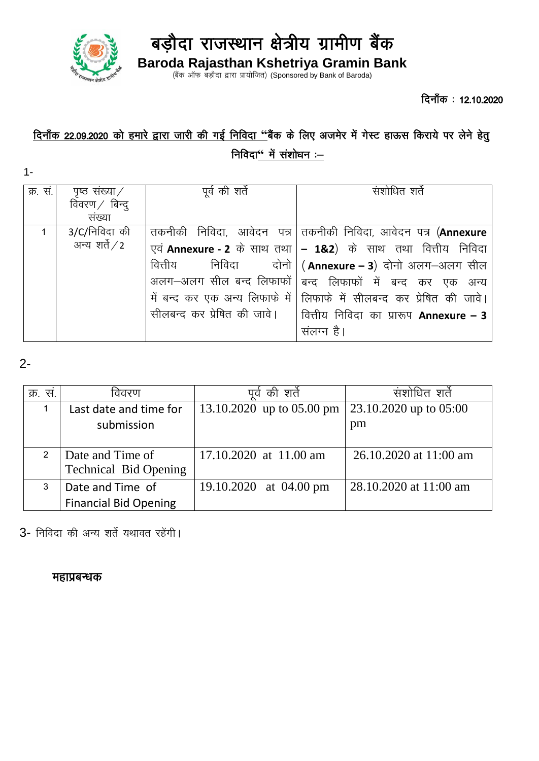# बड़ौदा राजस्थान क्षेत्रीय ग्रामीण बैंक

## Baroda Rajasthan Kshetriya Gramin Bank

(बैंक ऑफ बड़ौदा द्वारा प्रायोजित) (Sponsored by Bank of Baroda)

दिनाँक : 12.10.2020

**दिनाँक 22.09.2020 को हमारे द्वारा जारी की गई निविदा "बैंक के लिए अजमेर में गेस्ट हाऊस किराये पर लेने हेतु निविदा" में संशोधन :–**

1-

| क्र. सं. | पृष्ठ संख्या / विवरण / बिन्दु संख्या | पूर्व की शर्ते | संशोधित शर्ते |
|---|---|---|---|
| 1 | 3/C/निविदा की अन्य शर्ते / 2 | तकनीकी निविदा, आवेदन पत्र एवं **Annexure - 2** के साथ तथा वित्तीय निविदा दोनो अलग–अलग सील बन्द लिफाफों में बन्द कर एक अन्य लिफाफे में सीलबन्द कर प्रेषित की जावे। | तकनीकी निविदा, आवेदन पत्र (**Annexure – 1&2**) के साथ तथा वित्तीय निविदा (**Annexure – 3**) दोनो अलग–अलग सील बन्द लिफाफों में बन्द कर एक अन्य लिफाफे में सीलबन्द कर प्रेषित की जावे। वित्तीय निविदा का प्रारूप **Annexure – 3** संलग्न है। |

2-

| क्र. सं. | विवरण | पूर्व की शर्ते | संशोधित शर्ते |
|---|---|---|---|
| 1 | Last date and time for submission | 13.10.2020 up to 05.00 pm | 23.10.2020 up to 05:00 pm |
| 2 | Date and Time of Technical Bid Opening | 17.10.2020 at 11.00 am | 26.10.2020 at 11:00 am |
| 3 | Date and Time of Financial Bid Opening | 19.10.2020 at 04.00 pm | 28.10.2020 at 11:00 am |

3- निविदा की अन्य शर्ते यथावत रहेंगी।

**महाप्रबन्धक**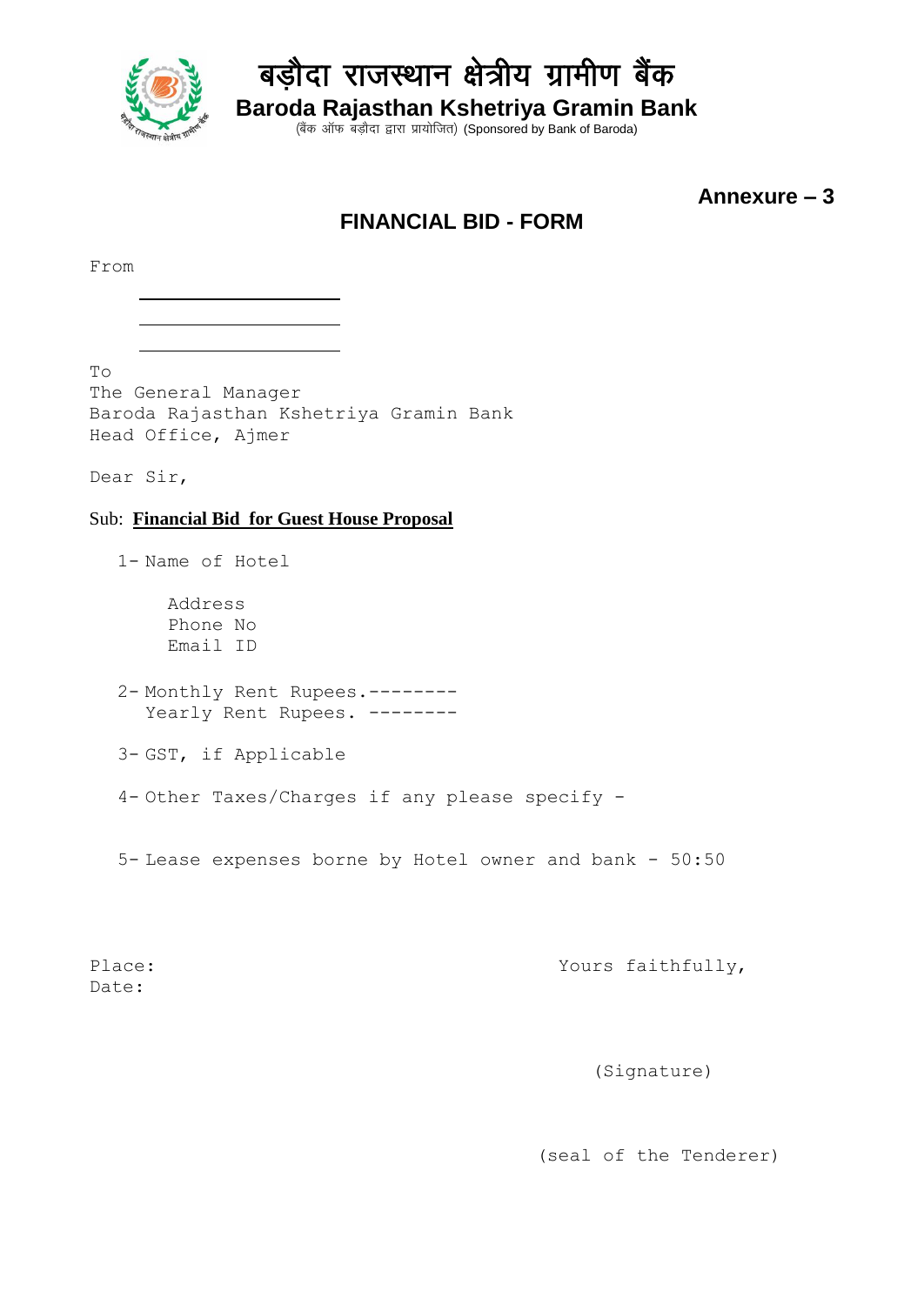बड़ौदा राजस्थान क्षेत्रीय ग्रामीण बैंक

**Baroda Rajasthan Kshetriya Gramin Bank**

(बैंक ऑफ बड़ौदा द्वारा प्रायोजित) (Sponsored by Bank of Baroda)

**Annexure – 3**

## FINANCIAL BID - FORM

From

\_\_\_\_\_\_\_\_\_\_\_\_\_\_\_\_\_\_\_\_

\_\_\_\_\_\_\_\_\_\_\_\_\_\_\_\_\_\_\_\_

\_\_\_\_\_\_\_\_\_\_\_\_\_\_\_\_\_\_\_\_

To
The General Manager
Baroda Rajasthan Kshetriya Gramin Bank
Head Office, Ajmer

Dear Sir,

Sub: **Financial Bid for Guest House Proposal**

1- Name of Hotel

   Address
   Phone No
   Email ID

2- Monthly Rent Rupees.--------
   Yearly Rent Rupees. --------

3- GST, if Applicable

4- Other Taxes/Charges if any please specify -

5- Lease expenses borne by Hotel owner and bank - 50:50

Place:
Date:

Yours faithfully,

(Signature)

(seal of the Tenderer)